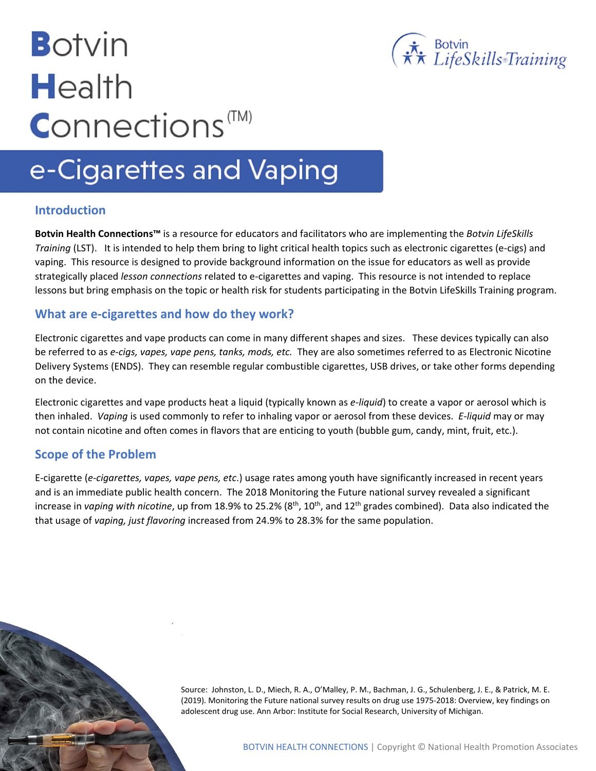# Botvin Health Connections(TM)

Botvin LifeSkills Training

## e-Cigarettes and Vaping

### Introduction

**Botvin Health Connections™** is a resource for educators and facilitators who are implementing the *Botvin LifeSkills Training* (LST). It is intended to help them bring to light critical health topics such as electronic cigarettes (e-cigs) and vaping. This resource is designed to provide background information on the issue for educators as well as provide strategically placed *lesson connections* related to e-cigarettes and vaping. This resource is not intended to replace lessons but bring emphasis on the topic or health risk for students participating in the Botvin LifeSkills Training program.

### What are e-cigarettes and how do they work?

Electronic cigarettes and vape products can come in many different shapes and sizes. These devices typically can also be referred to as *e-cigs, vapes, vape pens, tanks, mods, etc.* They are also sometimes referred to as Electronic Nicotine Delivery Systems (ENDS). They can resemble regular combustible cigarettes, USB drives, or take other forms depending on the device.

Electronic cigarettes and vape products heat a liquid (typically known as *e-liquid*) to create a vapor or aerosol which is then inhaled. *Vaping* is used commonly to refer to inhaling vapor or aerosol from these devices. *E-liquid* may or may not contain nicotine and often comes in flavors that are enticing to youth (bubble gum, candy, mint, fruit, etc.).

### Scope of the Problem

E-cigarette (*e-cigarettes, vapes, vape pens, etc*.) usage rates among youth have significantly increased in recent years and is an immediate public health concern. The 2018 Monitoring the Future national survey revealed a significant increase in *vaping with nicotine*, up from 18.9% to 25.2% (8th, 10th, and 12th grades combined). Data also indicated the that usage of *vaping, just flavoring* increased from 24.9% to 28.3% for the same population.

Source: Johnston, L. D., Miech, R. A., O'Malley, P. M., Bachman, J. G., Schulenberg, J. E., & Patrick, M. E. (2019). Monitoring the Future national survey results on drug use 1975-2018: Overview, key findings on adolescent drug use. Ann Arbor: Institute for Social Research, University of Michigan.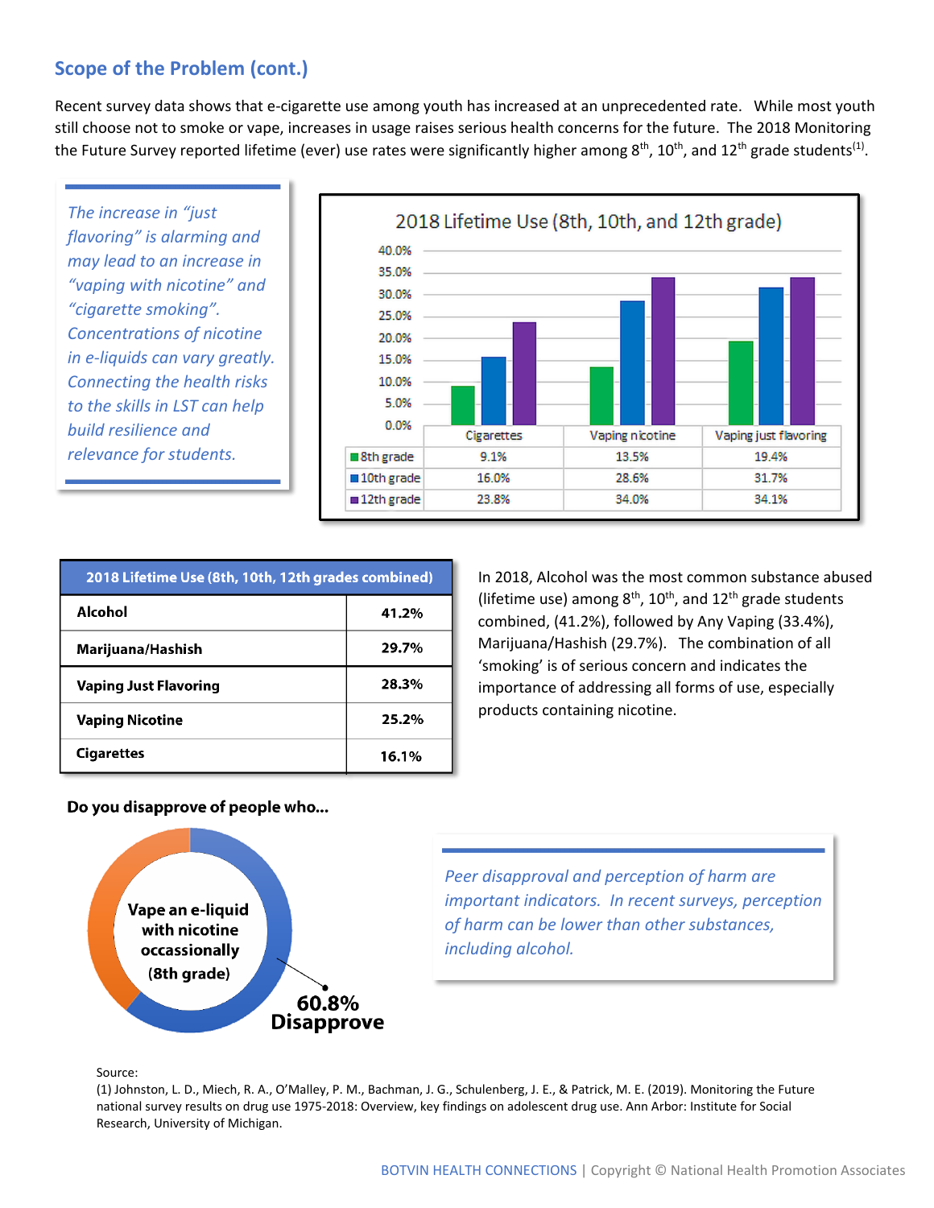## Scope of the Problem (cont.)

Recent survey data shows that e-cigarette use among youth has increased at an unprecedented rate. While most youth still choose not to smoke or vape, increases in usage raises serious health concerns for the future. The 2018 Monitoring the Future Survey reported lifetime (ever) use rates were significantly higher among 8th, 10th, and 12th grade students[1].

*The increase in "just flavoring" is alarming and may lead to an increase in "vaping with nicotine" and "cigarette smoking". Concentrations of nicotine in e-liquids can vary greatly. Connecting the health risks to the skills in LST can help build resilience and relevance for students.*

**2018 Lifetime Use (8th, 10th, and 12th grade)**

| | Cigarettes | Vaping nicotine | Vaping just flavoring |
|---|---|---|---|
| 8th grade | 9.1% | 13.5% | 19.4% |
| 10th grade | 16.0% | 28.6% | 31.7% |
| 12th grade | 23.8% | 34.0% | 34.1% |

| 2018 Lifetime Use (8th, 10th, 12th grades combined) | |
|---|---|
| **Alcohol** | **41.2%** |
| **Marijuana/Hashish** | **29.7%** |
| **Vaping Just Flavoring** | **28.3%** |
| **Vaping Nicotine** | **25.2%** |
| **Cigarettes** | **16.1%** |

In 2018, Alcohol was the most common substance abused (lifetime use) among 8th, 10th, and 12th grade students combined, (41.2%), followed by Any Vaping (33.4%), Marijuana/Hashish (29.7%). The combination of all 'smoking' is of serious concern and indicates the importance of addressing all forms of use, especially products containing nicotine.

**Do you disapprove of people who...**

**Vape an e-liquid with nicotine occassionally (8th grade)**

**60.8% Disapprove**

*Peer disapproval and perception of harm are important indicators. In recent surveys, perception of harm can be lower than other substances, including alcohol.*

Source:
(1) Johnston, L. D., Miech, R. A., O'Malley, P. M., Bachman, J. G., Schulenberg, J. E., & Patrick, M. E. (2019). Monitoring the Future national survey results on drug use 1975-2018: Overview, key findings on adolescent drug use. Ann Arbor: Institute for Social Research, University of Michigan.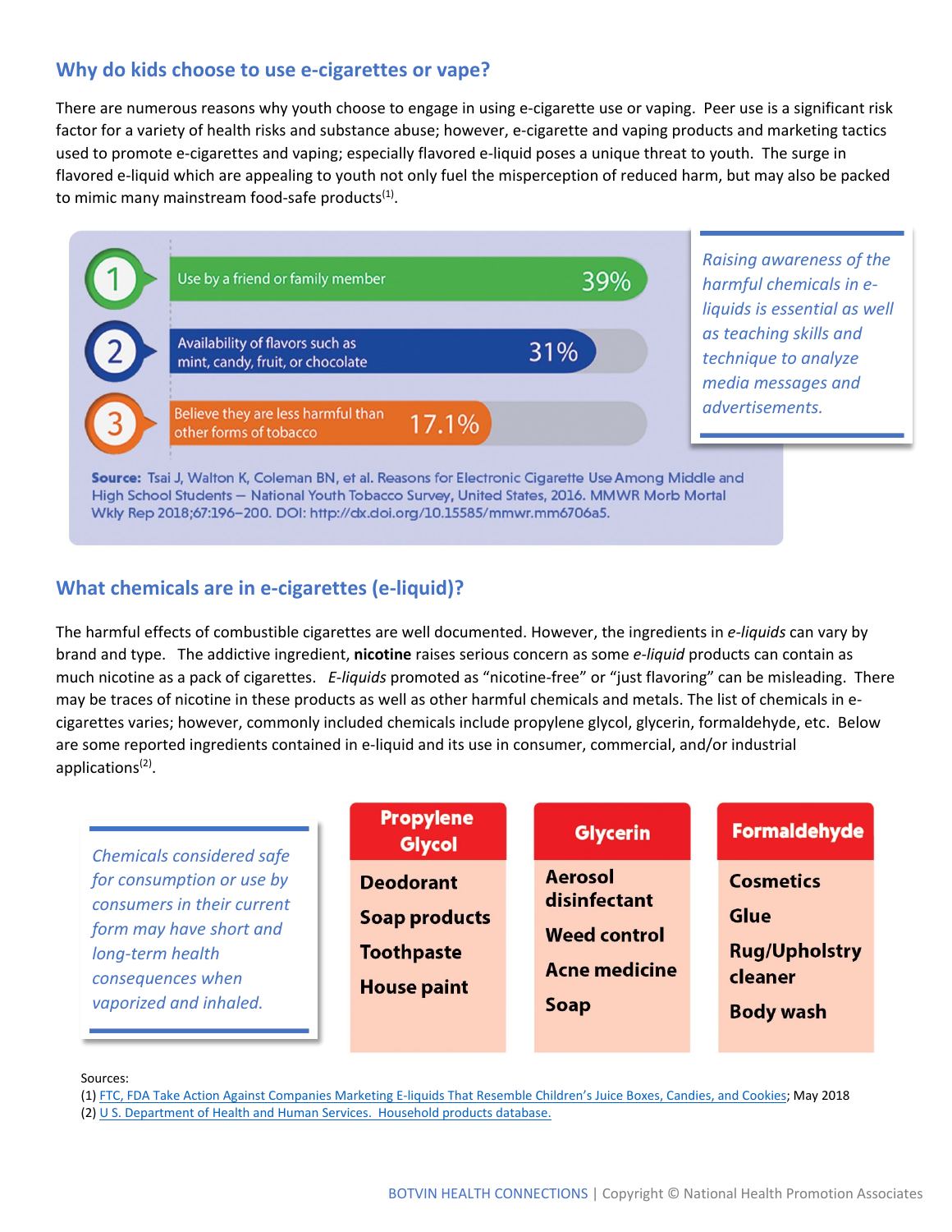## Why do kids choose to use e-cigarettes or vape?

There are numerous reasons why youth choose to engage in using e-cigarette use or vaping. Peer use is a significant risk factor for a variety of health risks and substance abuse; however, e-cigarette and vaping products and marketing tactics used to promote e-cigarettes and vaping; especially flavored e-liquid poses a unique threat to youth. The surge in flavored e-liquid which are appealing to youth not only fuel the misperception of reduced harm, but may also be packed to mimic many mainstream food-safe products[1].

| # | Reason | Percent |
|---|---|---|
| 1 | Use by a friend or family member | 39% |
| 2 | Availability of flavors such as mint, candy, fruit, or chocolate | 31% |
| 3 | Believe they are less harmful than other forms of tobacco | 17.1% |

**Source:** Tsai J, Walton K, Coleman BN, et al. Reasons for Electronic Cigarette Use Among Middle and High School Students — National Youth Tobacco Survey, United States, 2016. MMWR Morb Mortal Wkly Rep 2018;67:196–200. DOI: http://dx.doi.org/10.15585/mmwr.mm6706a5.

*Raising awareness of the harmful chemicals in e-liquids is essential as well as teaching skills and technique to analyze media messages and advertisements.*

## What chemicals are in e-cigarettes (e-liquid)?

The harmful effects of combustible cigarettes are well documented. However, the ingredients in *e-liquids* can vary by brand and type. The addictive ingredient, **nicotine** raises serious concern as some *e-liquid* products can contain as much nicotine as a pack of cigarettes. *E-liquids* promoted as "nicotine-free" or "just flavoring" can be misleading. There may be traces of nicotine in these products as well as other harmful chemicals and metals. The list of chemicals in e-cigarettes varies; however, commonly included chemicals include propylene glycol, glycerin, formaldehyde, etc. Below are some reported ingredients contained in e-liquid and its use in consumer, commercial, and/or industrial applications[2].

*Chemicals considered safe for consumption or use by consumers in their current form may have short and long-term health consequences when vaporized and inhaled.*

| Propylene Glycol | Glycerin | Formaldehyde |
|---|---|---|
| Deodorant | Aerosol disinfectant | Cosmetics |
| Soap products | Weed control | Glue |
| Toothpaste | Acne medicine | Rug/Upholstry cleaner |
| House paint | Soap | Body wash |

Sources:
(1) FTC, FDA Take Action Against Companies Marketing E-liquids That Resemble Children's Juice Boxes, Candies, and Cookies; May 2018
(2) U S. Department of Health and Human Services. Household products database.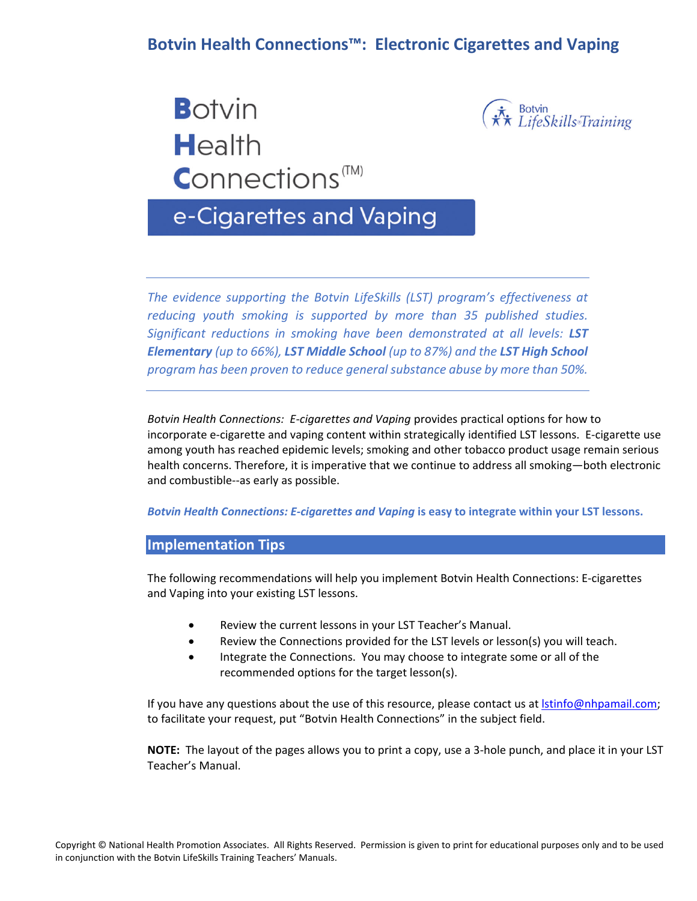# Botvin Health Connections™: Electronic Cigarettes and Vaping

**Botvin Health Connections**(TM)

**e-Cigarettes and Vaping**

Botvin LifeSkills Training

---

*The evidence supporting the Botvin LifeSkills (LST) program's effectiveness at reducing youth smoking is supported by more than 35 published studies. Significant reductions in smoking have been demonstrated at all levels:* ***LST Elementary*** *(up to 66%),* ***LST Middle School*** *(up to 87%) and the* ***LST High School*** *program has been proven to reduce general substance abuse by more than 50%.*

---

*Botvin Health Connections: E-cigarettes and Vaping* provides practical options for how to incorporate e-cigarette and vaping content within strategically identified LST lessons. E-cigarette use among youth has reached epidemic levels; smoking and other tobacco product usage remain serious health concerns. Therefore, it is imperative that we continue to address all smoking—both electronic and combustible--as early as possible.

***Botvin Health Connections: E-cigarettes and Vaping*** **is easy to integrate within your LST lessons.**

## Implementation Tips

The following recommendations will help you implement Botvin Health Connections: E-cigarettes and Vaping into your existing LST lessons.

- Review the current lessons in your LST Teacher's Manual.
- Review the Connections provided for the LST levels or lesson(s) you will teach.
- Integrate the Connections. You may choose to integrate some or all of the recommended options for the target lesson(s).

If you have any questions about the use of this resource, please contact us at lstinfo@nhpamail.com; to facilitate your request, put "Botvin Health Connections" in the subject field.

**NOTE:** The layout of the pages allows you to print a copy, use a 3-hole punch, and place it in your LST Teacher's Manual.

Copyright © National Health Promotion Associates. All Rights Reserved. Permission is given to print for educational purposes only and to be used in conjunction with the Botvin LifeSkills Training Teachers' Manuals.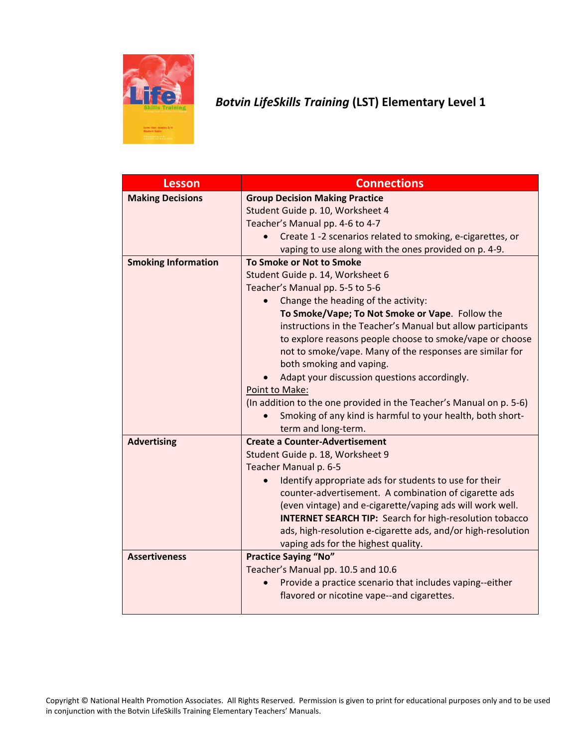## *Botvin LifeSkills Training* (LST) Elementary Level 1

| Lesson | Connections |
|---|---|
| **Making Decisions** | **Group Decision Making Practice**<br>Student Guide p. 10, Worksheet 4<br>Teacher's Manual pp. 4-6 to 4-7<br>• Create 1 -2 scenarios related to smoking, e-cigarettes, or vaping to use along with the ones provided on p. 4-9. |
| **Smoking Information** | **To Smoke or Not to Smoke**<br>Student Guide p. 14, Worksheet 6<br>Teacher's Manual pp. 5-5 to 5-6<br>• Change the heading of the activity: **To Smoke/Vape; To Not Smoke or Vape**. Follow the instructions in the Teacher's Manual but allow participants to explore reasons people choose to smoke/vape or choose not to smoke/vape. Many of the responses are similar for both smoking and vaping.<br>• Adapt your discussion questions accordingly.<br>Point to Make:<br>(In addition to the one provided in the Teacher's Manual on p. 5-6)<br>• Smoking of any kind is harmful to your health, both short-term and long-term. |
| **Advertising** | **Create a Counter-Advertisement**<br>Student Guide p. 18, Worksheet 9<br>Teacher Manual p. 6-5<br>• Identify appropriate ads for students to use for their counter-advertisement. A combination of cigarette ads (even vintage) and e-cigarette/vaping ads will work well. **INTERNET SEARCH TIP:** Search for high-resolution tobacco ads, high-resolution e-cigarette ads, and/or high-resolution vaping ads for the highest quality. |
| **Assertiveness** | **Practice Saying "No"**<br>Teacher's Manual pp. 10.5 and 10.6<br>• Provide a practice scenario that includes vaping--either flavored or nicotine vape--and cigarettes. |

Copyright © National Health Promotion Associates. All Rights Reserved. Permission is given to print for educational purposes only and to be used in conjunction with the Botvin LifeSkills Training Elementary Teachers' Manuals.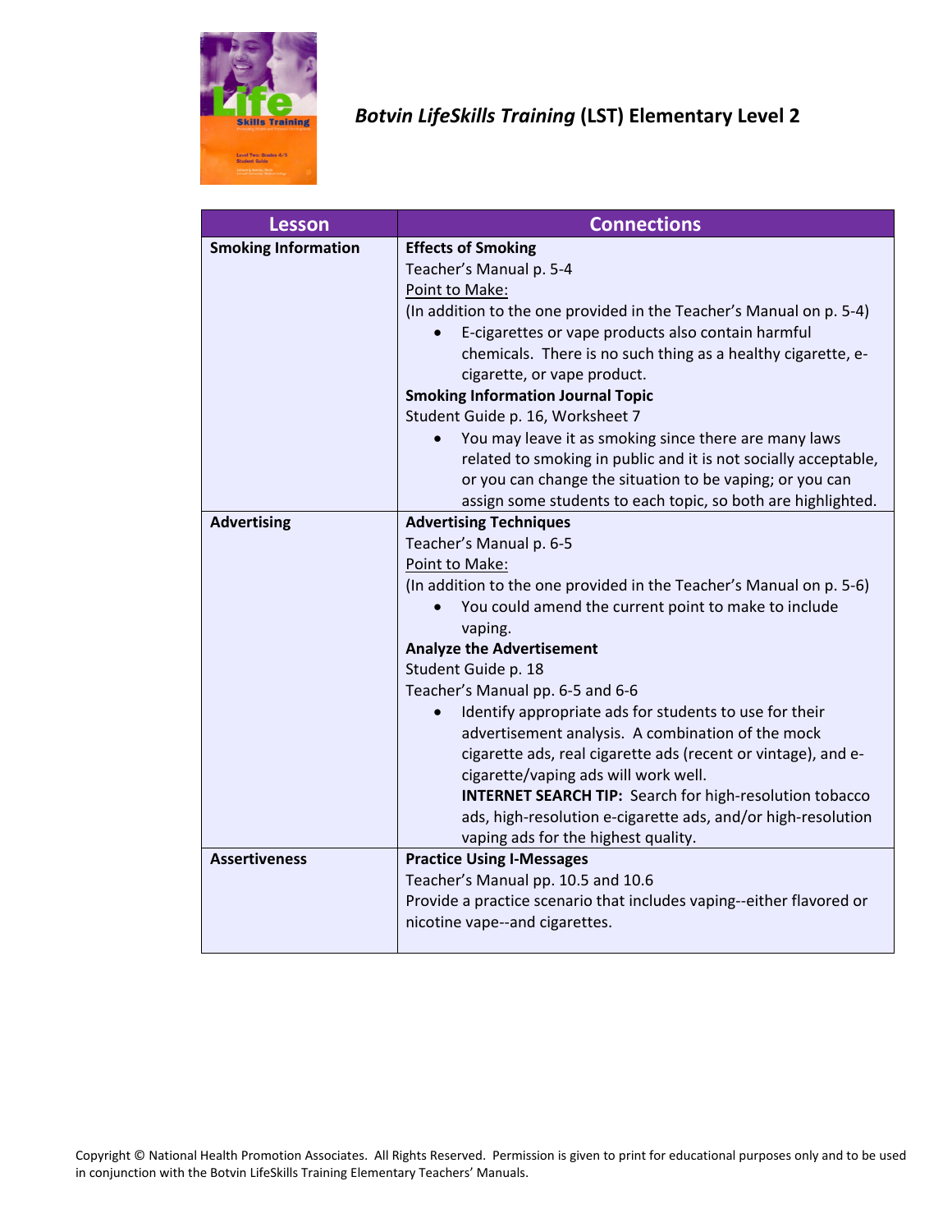## *Botvin LifeSkills Training* (LST) Elementary Level 2

| Lesson | Connections |
|---|---|
| **Smoking Information** | **Effects of Smoking**<br>Teacher's Manual p. 5-4<br><u>Point to Make:</u><br>(In addition to the one provided in the Teacher's Manual on p. 5-4)<br>• E-cigarettes or vape products also contain harmful chemicals. There is no such thing as a healthy cigarette, e-cigarette, or vape product.<br>**Smoking Information Journal Topic**<br>Student Guide p. 16, Worksheet 7<br>• You may leave it as smoking since there are many laws related to smoking in public and it is not socially acceptable, or you can change the situation to be vaping; or you can assign some students to each topic, so both are highlighted. |
| **Advertising** | **Advertising Techniques**<br>Teacher's Manual p. 6-5<br><u>Point to Make:</u><br>(In addition to the one provided in the Teacher's Manual on p. 5-6)<br>• You could amend the current point to make to include vaping.<br>**Analyze the Advertisement**<br>Student Guide p. 18<br>Teacher's Manual pp. 6-5 and 6-6<br>• Identify appropriate ads for students to use for their advertisement analysis. A combination of the mock cigarette ads, real cigarette ads (recent or vintage), and e-cigarette/vaping ads will work well.<br>**INTERNET SEARCH TIP:** Search for high-resolution tobacco ads, high-resolution e-cigarette ads, and/or high-resolution vaping ads for the highest quality. |
| **Assertiveness** | **Practice Using I-Messages**<br>Teacher's Manual pp. 10.5 and 10.6<br>Provide a practice scenario that includes vaping--either flavored or nicotine vape--and cigarettes. |

Copyright © National Health Promotion Associates. All Rights Reserved. Permission is given to print for educational purposes only and to be used in conjunction with the Botvin LifeSkills Training Elementary Teachers' Manuals.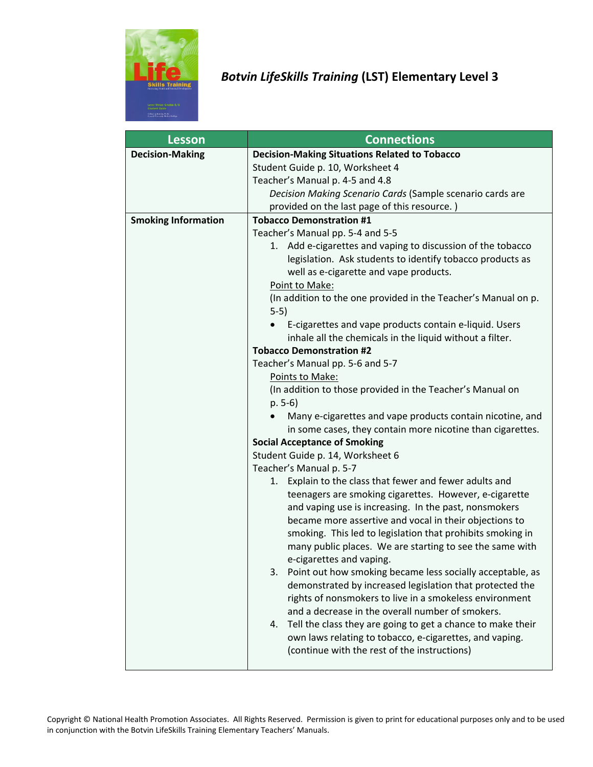## *Botvin LifeSkills Training* (LST) Elementary Level 3

| Lesson | Connections |
|---|---|
| **Decision-Making** | **Decision-Making Situations Related to Tobacco**<br>Student Guide p. 10, Worksheet 4<br>Teacher's Manual p. 4-5 and 4.8<br>*Decision Making Scenario Cards* (Sample scenario cards are provided on the last page of this resource. ) |
| **Smoking Information** | **Tobacco Demonstration #1**<br>Teacher's Manual pp. 5-4 and 5-5<br>1. Add e-cigarettes and vaping to discussion of the tobacco legislation. Ask students to identify tobacco products as well as e-cigarette and vape products.<br>Point to Make:<br>(In addition to the one provided in the Teacher's Manual on p. 5-5)<br>• E-cigarettes and vape products contain e-liquid. Users inhale all the chemicals in the liquid without a filter.<br>**Tobacco Demonstration #2**<br>Teacher's Manual pp. 5-6 and 5-7<br>Points to Make:<br>(In addition to those provided in the Teacher's Manual on p. 5-6)<br>• Many e-cigarettes and vape products contain nicotine, and in some cases, they contain more nicotine than cigarettes.<br>**Social Acceptance of Smoking**<br>Student Guide p. 14, Worksheet 6<br>Teacher's Manual p. 5-7<br>1. Explain to the class that fewer and fewer adults and teenagers are smoking cigarettes. However, e-cigarette and vaping use is increasing. In the past, nonsmokers became more assertive and vocal in their objections to smoking. This led to legislation that prohibits smoking in many public places. We are starting to see the same with e-cigarettes and vaping.<br>3. Point out how smoking became less socially acceptable, as demonstrated by increased legislation that protected the rights of nonsmokers to live in a smokeless environment and a decrease in the overall number of smokers.<br>4. Tell the class they are going to get a chance to make their own laws relating to tobacco, e-cigarettes, and vaping. (continue with the rest of the instructions) |

Copyright © National Health Promotion Associates. All Rights Reserved. Permission is given to print for educational purposes only and to be used in conjunction with the Botvin LifeSkills Training Elementary Teachers' Manuals.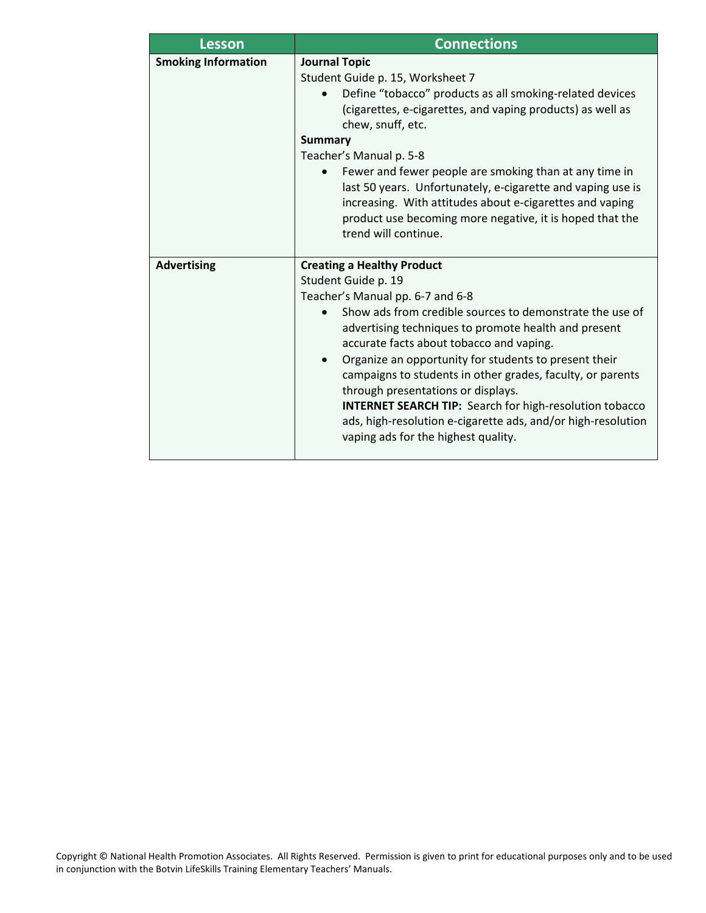| Lesson | Connections |
|---|---|
| **Smoking Information** | **Journal Topic**<br>Student Guide p. 15, Worksheet 7<br>• Define "tobacco" products as all smoking-related devices (cigarettes, e-cigarettes, and vaping products) as well as chew, snuff, etc.<br>**Summary**<br>Teacher's Manual p. 5-8<br>• Fewer and fewer people are smoking than at any time in last 50 years. Unfortunately, e-cigarette and vaping use is increasing. With attitudes about e-cigarettes and vaping product use becoming more negative, it is hoped that the trend will continue. |
| **Advertising** | **Creating a Healthy Product**<br>Student Guide p. 19<br>Teacher's Manual pp. 6-7 and 6-8<br>• Show ads from credible sources to demonstrate the use of advertising techniques to promote health and present accurate facts about tobacco and vaping.<br>• Organize an opportunity for students to present their campaigns to students in other grades, faculty, or parents through presentations or displays.<br>**INTERNET SEARCH TIP:** Search for high-resolution tobacco ads, high-resolution e-cigarette ads, and/or high-resolution vaping ads for the highest quality. |

Copyright © National Health Promotion Associates. All Rights Reserved. Permission is given to print for educational purposes only and to be used in conjunction with the Botvin LifeSkills Training Elementary Teachers' Manuals.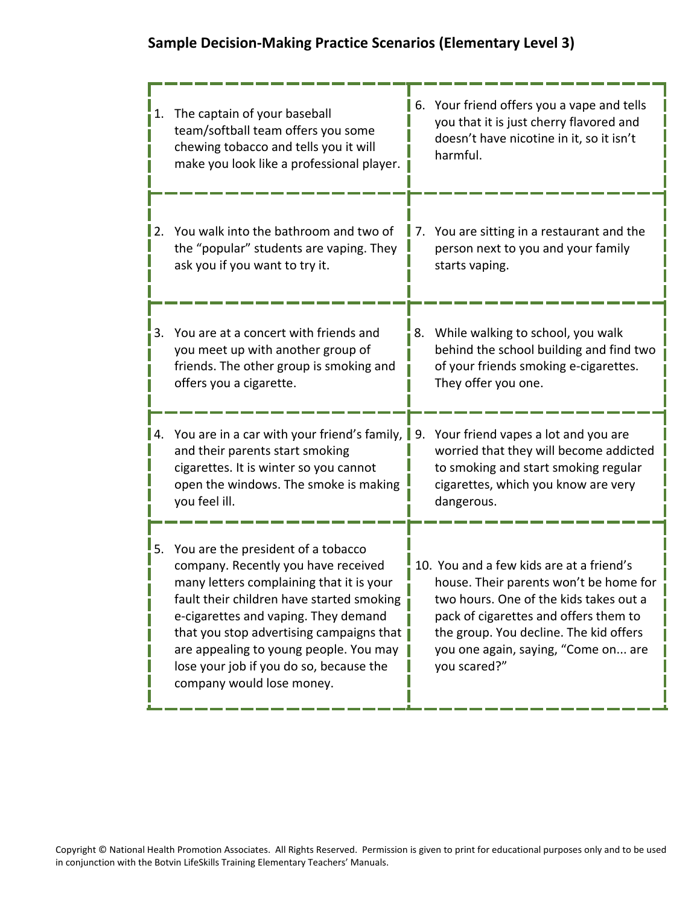## Sample Decision-Making Practice Scenarios (Elementary Level 3)

1. The captain of your baseball team/softball team offers you some chewing tobacco and tells you it will make you look like a professional player.

2. You walk into the bathroom and two of the "popular" students are vaping. They ask you if you want to try it.

3. You are at a concert with friends and you meet up with another group of friends. The other group is smoking and offers you a cigarette.

4. You are in a car with your friend's family, and their parents start smoking cigarettes. It is winter so you cannot open the windows. The smoke is making you feel ill.

5. You are the president of a tobacco company. Recently you have received many letters complaining that it is your fault their children have started smoking e-cigarettes and vaping. They demand that you stop advertising campaigns that are appealing to young people. You may lose your job if you do so, because the company would lose money.

6. Your friend offers you a vape and tells you that it is just cherry flavored and doesn't have nicotine in it, so it isn't harmful.

7. You are sitting in a restaurant and the person next to you and your family starts vaping.

8. While walking to school, you walk behind the school building and find two of your friends smoking e-cigarettes. They offer you one.

9. Your friend vapes a lot and you are worried that they will become addicted to smoking and start smoking regular cigarettes, which you know are very dangerous.

10. You and a few kids are at a friend's house. Their parents won't be home for two hours. One of the kids takes out a pack of cigarettes and offers them to the group. You decline. The kid offers you one again, saying, "Come on... are you scared?"

Copyright © National Health Promotion Associates. All Rights Reserved. Permission is given to print for educational purposes only and to be used in conjunction with the Botvin LifeSkills Training Elementary Teachers' Manuals.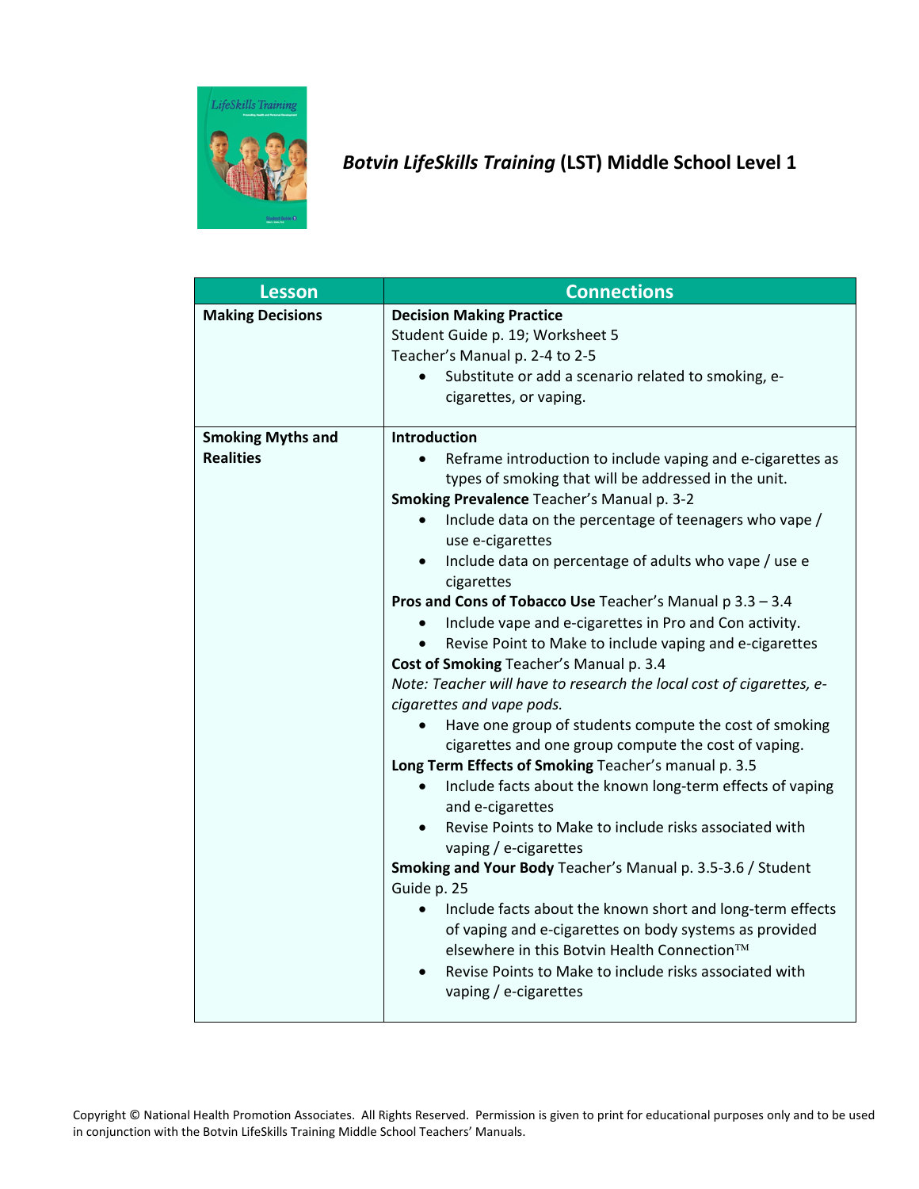## *Botvin LifeSkills Training* (LST) Middle School Level 1

| Lesson | Connections |
|---|---|
| **Making Decisions** | **Decision Making Practice**<br>Student Guide p. 19; Worksheet 5<br>Teacher's Manual p. 2-4 to 2-5<br>• Substitute or add a scenario related to smoking, e-cigarettes, or vaping. |
| **Smoking Myths and Realities** | **Introduction**<br>• Reframe introduction to include vaping and e-cigarettes as types of smoking that will be addressed in the unit.<br>**Smoking Prevalence** Teacher's Manual p. 3-2<br>• Include data on the percentage of teenagers who vape / use e-cigarettes<br>• Include data on percentage of adults who vape / use e cigarettes<br>**Pros and Cons of Tobacco Use** Teacher's Manual p 3.3 – 3.4<br>• Include vape and e-cigarettes in Pro and Con activity.<br>• Revise Point to Make to include vaping and e-cigarettes<br>**Cost of Smoking** Teacher's Manual p. 3.4<br>*Note: Teacher will have to research the local cost of cigarettes, e-cigarettes and vape pods.*<br>• Have one group of students compute the cost of smoking cigarettes and one group compute the cost of vaping.<br>**Long Term Effects of Smoking** Teacher's manual p. 3.5<br>• Include facts about the known long-term effects of vaping and e-cigarettes<br>• Revise Points to Make to include risks associated with vaping / e-cigarettes<br>**Smoking and Your Body** Teacher's Manual p. 3.5-3.6 / Student Guide p. 25<br>• Include facts about the known short and long-term effects of vaping and e-cigarettes on body systems as provided elsewhere in this Botvin Health Connection™<br>• Revise Points to Make to include risks associated with vaping / e-cigarettes |

Copyright © National Health Promotion Associates. All Rights Reserved. Permission is given to print for educational purposes only and to be used in conjunction with the Botvin LifeSkills Training Middle School Teachers' Manuals.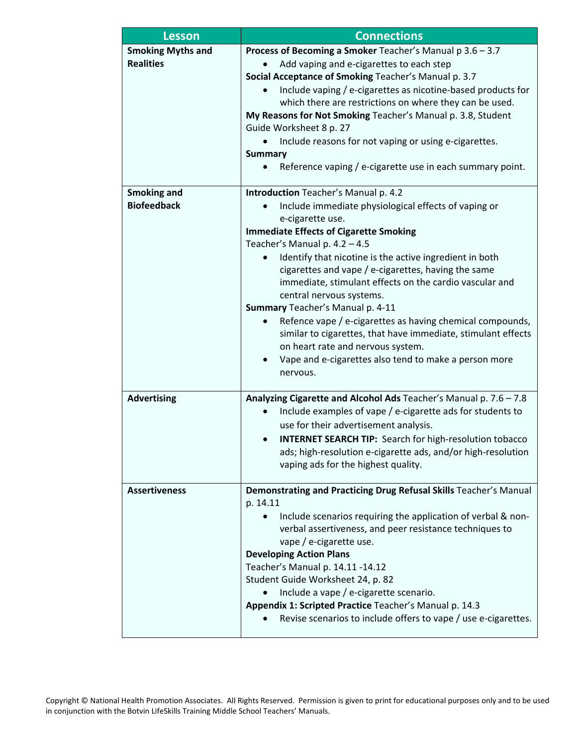| Lesson | Connections |
|---|---|
| **Smoking Myths and Realities** | **Process of Becoming a Smoker** Teacher's Manual p 3.6 – 3.7<br>• Add vaping and e-cigarettes to each step<br>**Social Acceptance of Smoking** Teacher's Manual p. 3.7<br>• Include vaping / e-cigarettes as nicotine-based products for which there are restrictions on where they can be used.<br>**My Reasons for Not Smoking** Teacher's Manual p. 3.8, Student Guide Worksheet 8 p. 27<br>• Include reasons for not vaping or using e-cigarettes.<br>**Summary**<br>• Reference vaping / e-cigarette use in each summary point. |
| **Smoking and Biofeedback** | **Introduction** Teacher's Manual p. 4.2<br>• Include immediate physiological effects of vaping or e-cigarette use.<br>**Immediate Effects of Cigarette Smoking** Teacher's Manual p. 4.2 – 4.5<br>• Identify that nicotine is the active ingredient in both cigarettes and vape / e-cigarettes, having the same immediate, stimulant effects on the cardio vascular and central nervous systems.<br>**Summary** Teacher's Manual p. 4-11<br>• Refence vape / e-cigarettes as having chemical compounds, similar to cigarettes, that have immediate, stimulant effects on heart rate and nervous system.<br>• Vape and e-cigarettes also tend to make a person more nervous. |
| **Advertising** | **Analyzing Cigarette and Alcohol Ads** Teacher's Manual p. 7.6 – 7.8<br>• Include examples of vape / e-cigarette ads for students to use for their advertisement analysis.<br>• **INTERNET SEARCH TIP:** Search for high-resolution tobacco ads; high-resolution e-cigarette ads, and/or high-resolution vaping ads for the highest quality. |
| **Assertiveness** | **Demonstrating and Practicing Drug Refusal Skills** Teacher's Manual p. 14.11<br>• Include scenarios requiring the application of verbal & non-verbal assertiveness, and peer resistance techniques to vape / e-cigarette use.<br>**Developing Action Plans** Teacher's Manual p. 14.11 -14.12 Student Guide Worksheet 24, p. 82<br>• Include a vape / e-cigarette scenario.<br>**Appendix 1: Scripted Practice** Teacher's Manual p. 14.3<br>• Revise scenarios to include offers to vape / use e-cigarettes. |

Copyright © National Health Promotion Associates. All Rights Reserved. Permission is given to print for educational purposes only and to be used in conjunction with the Botvin LifeSkills Training Middle School Teachers' Manuals.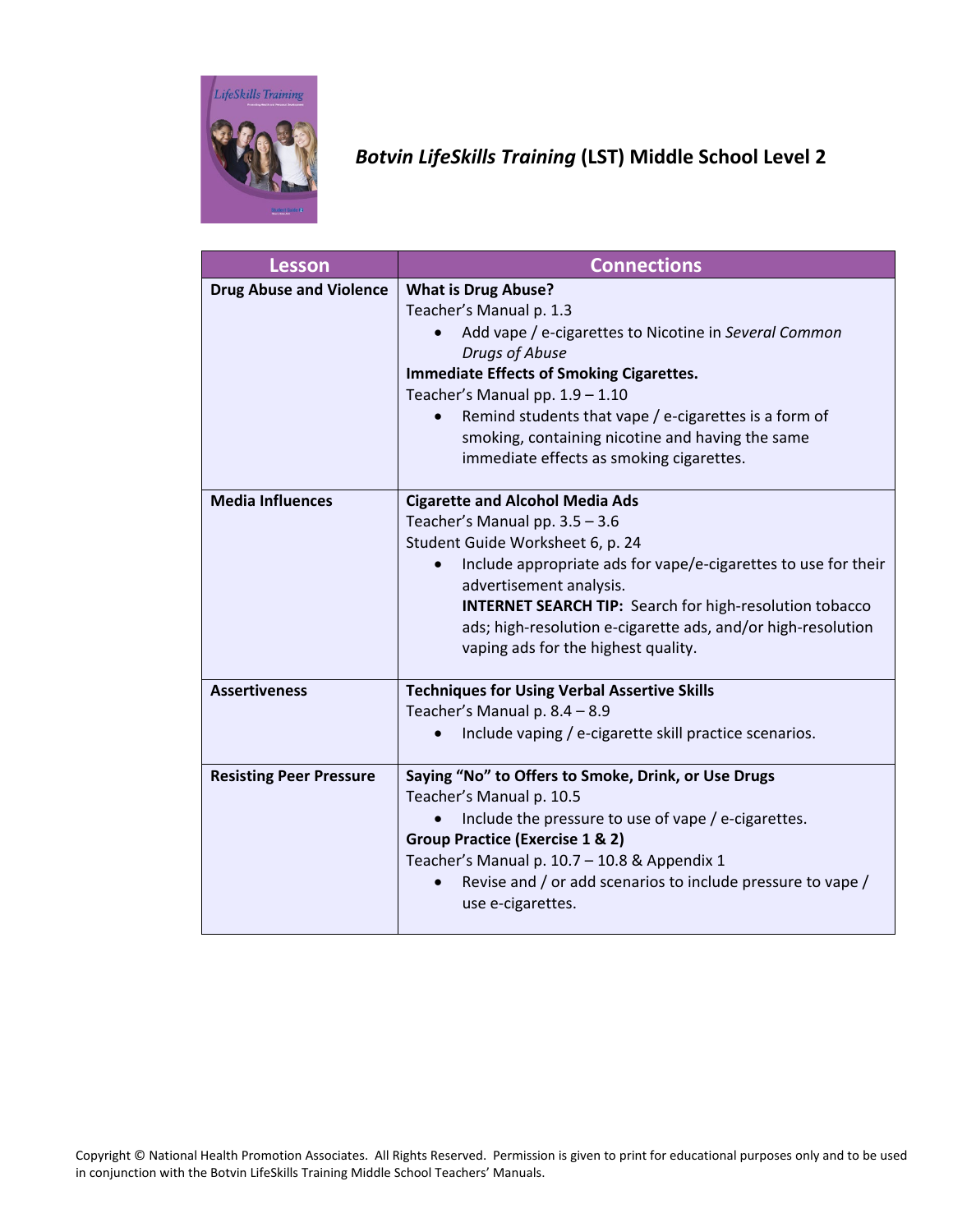# *Botvin LifeSkills Training* (LST) Middle School Level 2

| Lesson | Connections |
|---|---|
| **Drug Abuse and Violence** | **What is Drug Abuse?**<br>Teacher's Manual p. 1.3<br>• Add vape / e-cigarettes to Nicotine in *Several Common Drugs of Abuse*<br>**Immediate Effects of Smoking Cigarettes.**<br>Teacher's Manual pp. 1.9 – 1.10<br>• Remind students that vape / e-cigarettes is a form of smoking, containing nicotine and having the same immediate effects as smoking cigarettes. |
| **Media Influences** | **Cigarette and Alcohol Media Ads**<br>Teacher's Manual pp. 3.5 – 3.6<br>Student Guide Worksheet 6, p. 24<br>• Include appropriate ads for vape/e-cigarettes to use for their advertisement analysis.<br>**INTERNET SEARCH TIP:** Search for high-resolution tobacco ads; high-resolution e-cigarette ads, and/or high-resolution vaping ads for the highest quality. |
| **Assertiveness** | **Techniques for Using Verbal Assertive Skills**<br>Teacher's Manual p. 8.4 – 8.9<br>• Include vaping / e-cigarette skill practice scenarios. |
| **Resisting Peer Pressure** | **Saying "No" to Offers to Smoke, Drink, or Use Drugs**<br>Teacher's Manual p. 10.5<br>• Include the pressure to use of vape / e-cigarettes.<br>**Group Practice (Exercise 1 & 2)**<br>Teacher's Manual p. 10.7 – 10.8 & Appendix 1<br>• Revise and / or add scenarios to include pressure to vape / use e-cigarettes. |

Copyright © National Health Promotion Associates. All Rights Reserved. Permission is given to print for educational purposes only and to be used in conjunction with the Botvin LifeSkills Training Middle School Teachers' Manuals.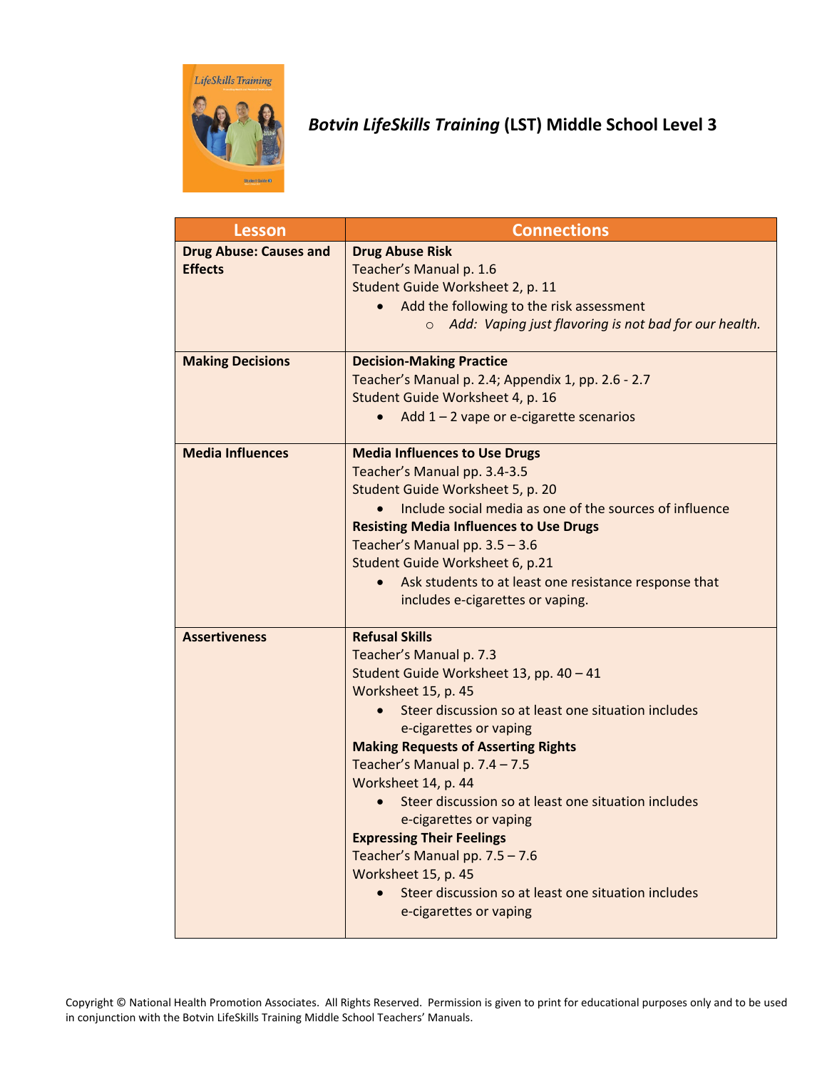## *Botvin LifeSkills Training* (LST) Middle School Level 3

| Lesson | Connections |
| --- | --- |
| **Drug Abuse: Causes and Effects** | **Drug Abuse Risk**<br>Teacher's Manual p. 1.6<br>Student Guide Worksheet 2, p. 11<br>• Add the following to the risk assessment<br>  ○ *Add: Vaping just flavoring is not bad for our health.* |
| **Making Decisions** | **Decision-Making Practice**<br>Teacher's Manual p. 2.4; Appendix 1, pp. 2.6 - 2.7<br>Student Guide Worksheet 4, p. 16<br>• Add 1 – 2 vape or e-cigarette scenarios |
| **Media Influences** | **Media Influences to Use Drugs**<br>Teacher's Manual pp. 3.4-3.5<br>Student Guide Worksheet 5, p. 20<br>• Include social media as one of the sources of influence<br>**Resisting Media Influences to Use Drugs**<br>Teacher's Manual pp. 3.5 – 3.6<br>Student Guide Worksheet 6, p.21<br>• Ask students to at least one resistance response that includes e-cigarettes or vaping. |
| **Assertiveness** | **Refusal Skills**<br>Teacher's Manual p. 7.3<br>Student Guide Worksheet 13, pp. 40 – 41<br>Worksheet 15, p. 45<br>• Steer discussion so at least one situation includes e-cigarettes or vaping<br>**Making Requests of Asserting Rights**<br>Teacher's Manual p. 7.4 – 7.5<br>Worksheet 14, p. 44<br>• Steer discussion so at least one situation includes e-cigarettes or vaping<br>**Expressing Their Feelings**<br>Teacher's Manual pp. 7.5 – 7.6<br>Worksheet 15, p. 45<br>• Steer discussion so at least one situation includes e-cigarettes or vaping |

Copyright © National Health Promotion Associates. All Rights Reserved. Permission is given to print for educational purposes only and to be used in conjunction with the Botvin LifeSkills Training Middle School Teachers' Manuals.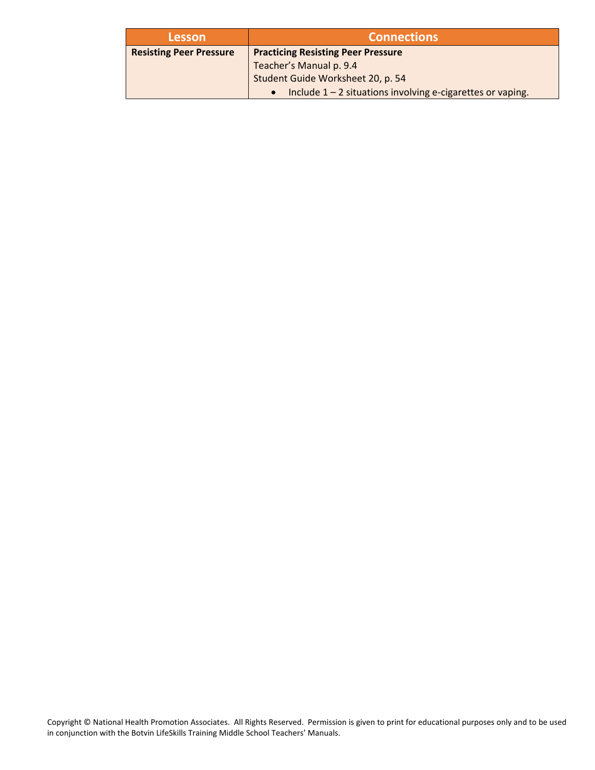| Lesson | Connections |
| --- | --- |
| **Resisting Peer Pressure** | **Practicing Resisting Peer Pressure**<br>Teacher's Manual p. 9.4<br>Student Guide Worksheet 20, p. 54<br>• Include 1 – 2 situations involving e-cigarettes or vaping. |

Copyright © National Health Promotion Associates. All Rights Reserved. Permission is given to print for educational purposes only and to be used in conjunction with the Botvin LifeSkills Training Middle School Teachers' Manuals.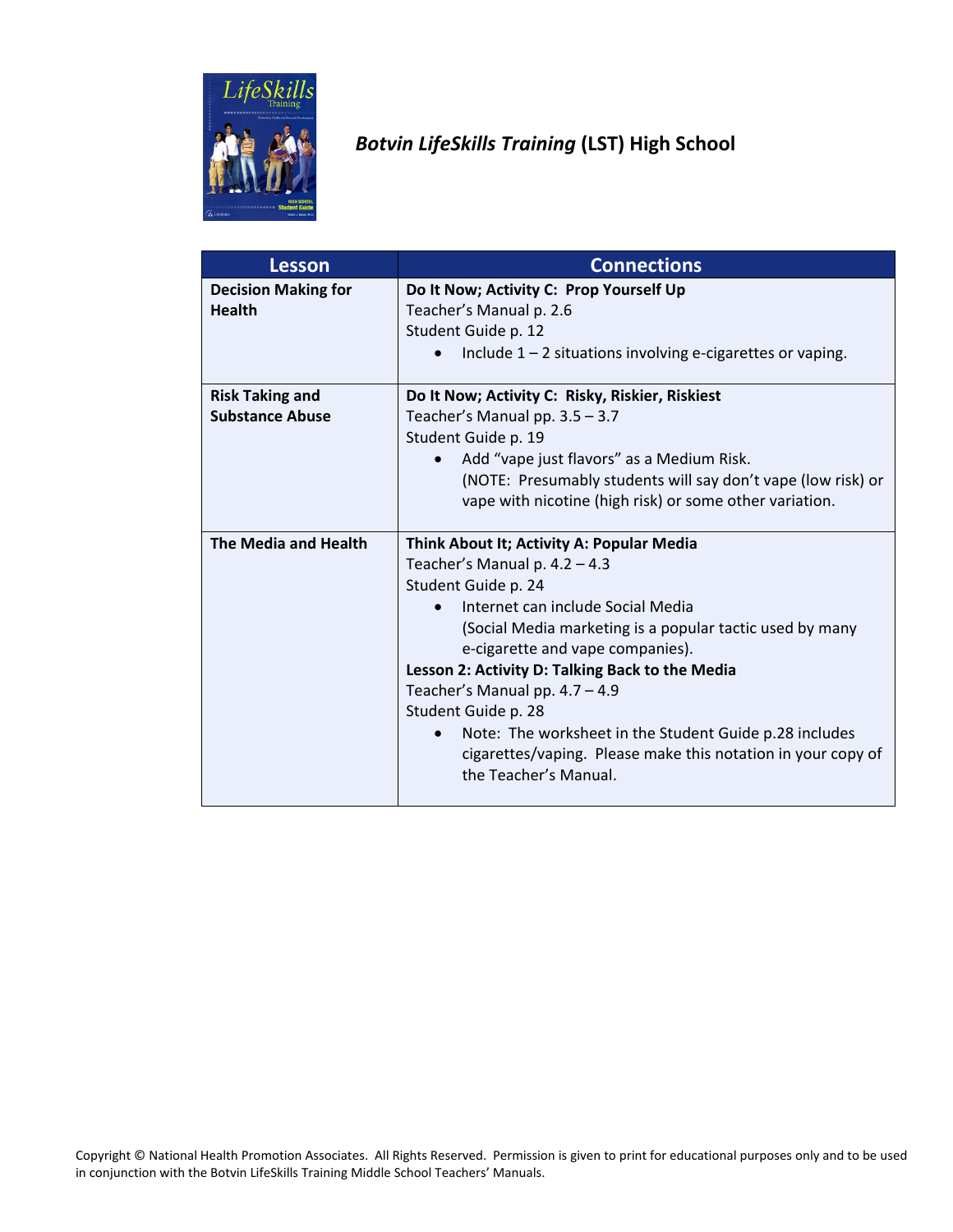# *Botvin LifeSkills Training* (LST) High School

| Lesson | Connections |
|---|---|
| **Decision Making for Health** | **Do It Now; Activity C: Prop Yourself Up**<br>Teacher's Manual p. 2.6<br>Student Guide p. 12<br>• Include 1 – 2 situations involving e-cigarettes or vaping. |
| **Risk Taking and Substance Abuse** | **Do It Now; Activity C: Risky, Riskier, Riskiest**<br>Teacher's Manual pp. 3.5 – 3.7<br>Student Guide p. 19<br>• Add "vape just flavors" as a Medium Risk.<br>(NOTE: Presumably students will say don't vape (low risk) or vape with nicotine (high risk) or some other variation. |
| **The Media and Health** | **Think About It; Activity A: Popular Media**<br>Teacher's Manual p. 4.2 – 4.3<br>Student Guide p. 24<br>• Internet can include Social Media<br>(Social Media marketing is a popular tactic used by many e-cigarette and vape companies).<br>**Lesson 2: Activity D: Talking Back to the Media**<br>Teacher's Manual pp. 4.7 – 4.9<br>Student Guide p. 28<br>• Note: The worksheet in the Student Guide p.28 includes cigarettes/vaping. Please make this notation in your copy of the Teacher's Manual. |

Copyright © National Health Promotion Associates. All Rights Reserved. Permission is given to print for educational purposes only and to be used in conjunction with the Botvin LifeSkills Training Middle School Teachers' Manuals.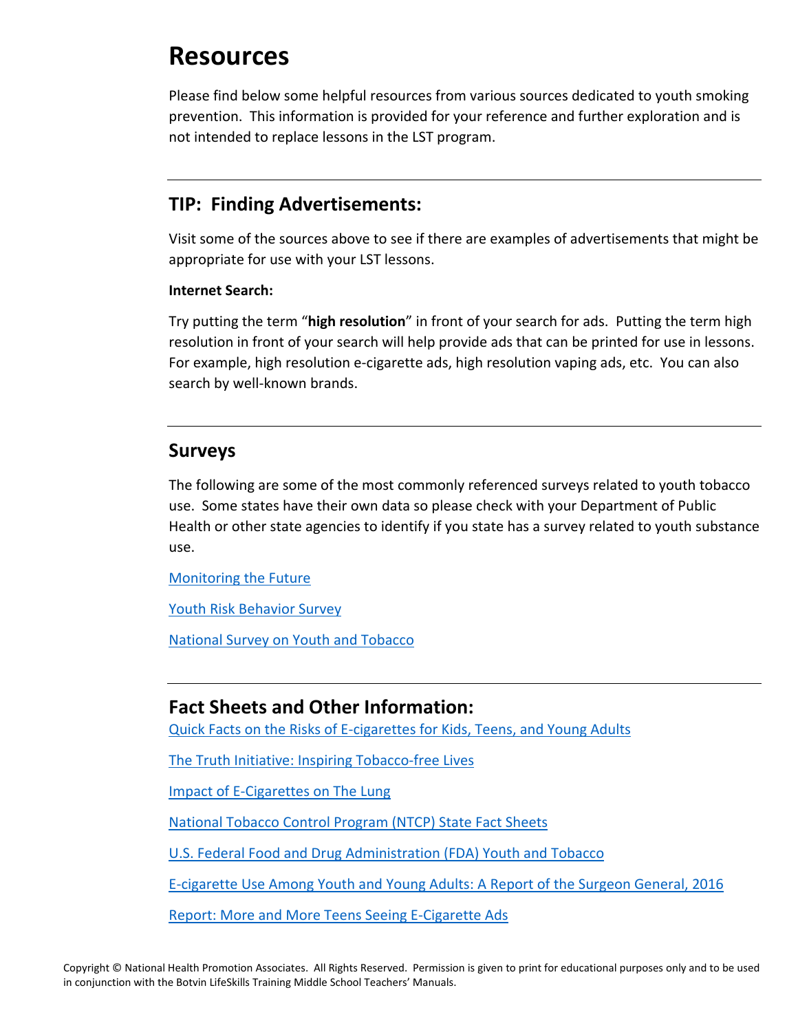# Resources

Please find below some helpful resources from various sources dedicated to youth smoking prevention. This information is provided for your reference and further exploration and is not intended to replace lessons in the LST program.

---

## TIP: Finding Advertisements:

Visit some of the sources above to see if there are examples of advertisements that might be appropriate for use with your LST lessons.

**Internet Search:**

Try putting the term "**high resolution**" in front of your search for ads. Putting the term high resolution in front of your search will help provide ads that can be printed for use in lessons. For example, high resolution e-cigarette ads, high resolution vaping ads, etc. You can also search by well-known brands.

---

## Surveys

The following are some of the most commonly referenced surveys related to youth tobacco use. Some states have their own data so please check with your Department of Public Health or other state agencies to identify if you state has a survey related to youth substance use.

Monitoring the Future

Youth Risk Behavior Survey

National Survey on Youth and Tobacco

---

## Fact Sheets and Other Information:

Quick Facts on the Risks of E-cigarettes for Kids, Teens, and Young Adults

The Truth Initiative: Inspiring Tobacco-free Lives

Impact of E-Cigarettes on The Lung

National Tobacco Control Program (NTCP) State Fact Sheets

U.S. Federal Food and Drug Administration (FDA) Youth and Tobacco

E-cigarette Use Among Youth and Young Adults: A Report of the Surgeon General, 2016

Report: More and More Teens Seeing E-Cigarette Ads

Copyright © National Health Promotion Associates. All Rights Reserved. Permission is given to print for educational purposes only and to be used in conjunction with the Botvin LifeSkills Training Middle School Teachers' Manuals.